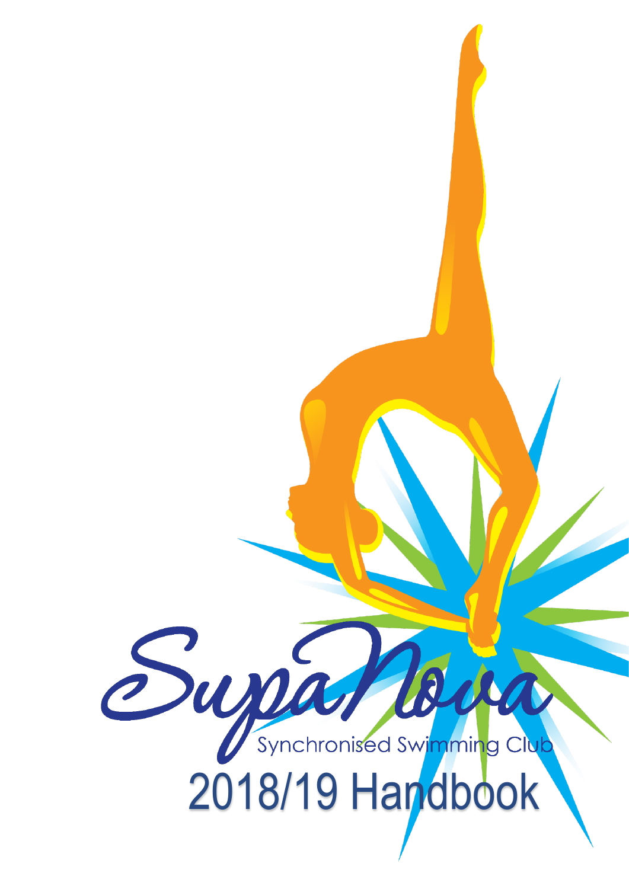# SupaNova

Synchronised Swimming Club

# 2018/19 Handbook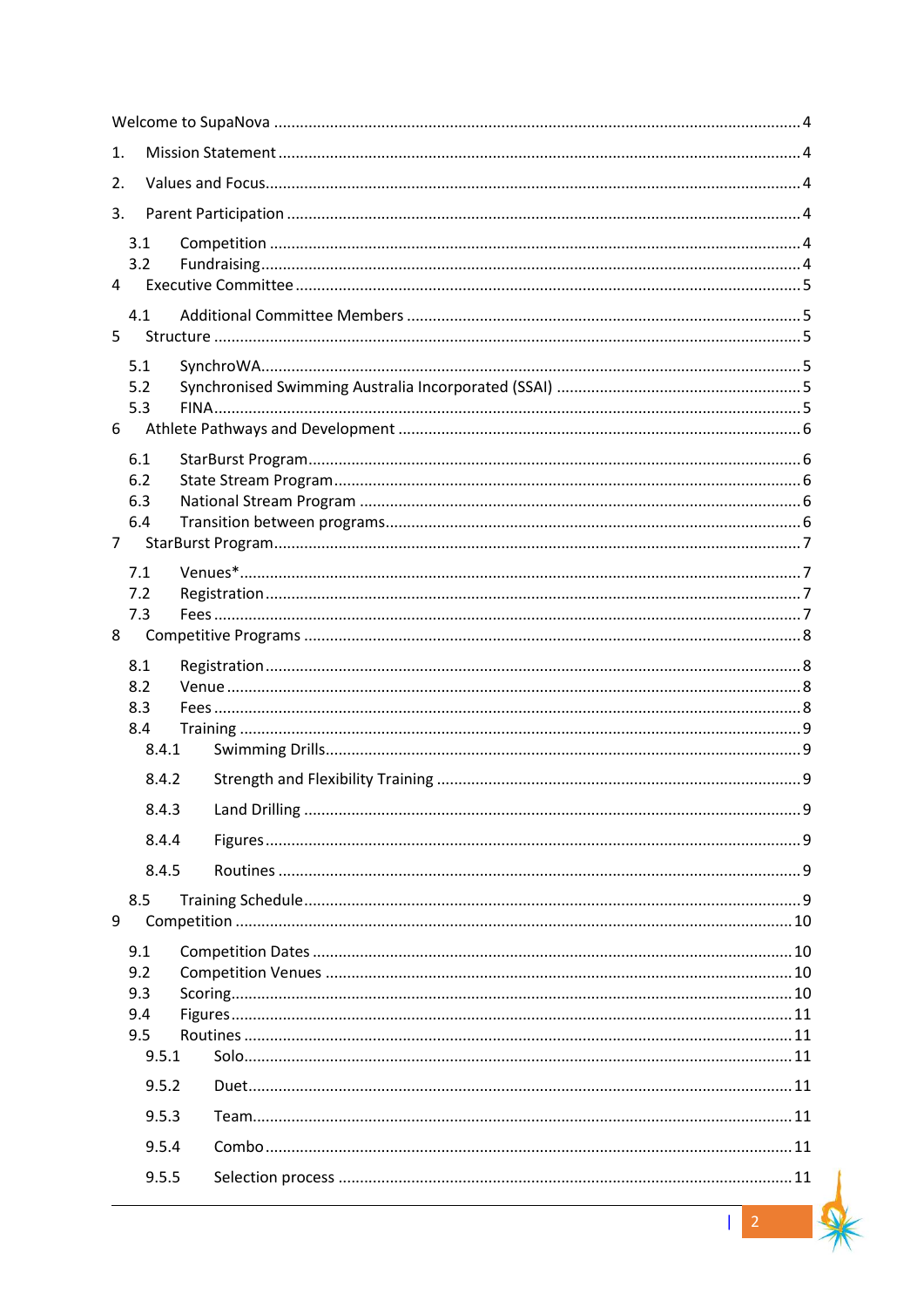Welcome to SupaNova ..... 4

1. Mission Statement ..... 4

2. Values and Focus ..... 4

3. Parent Participation ..... 4

   3.1 Competition ..... 4

   3.2 Fundraising ..... 4

4 Executive Committee ..... 5

   4.1 Additional Committee Members ..... 5

5 Structure ..... 5

   5.1 SynchroWA ..... 5

   5.2 Synchronised Swimming Australia Incorporated (SSAI) ..... 5

   5.3 FINA ..... 5

6 Athlete Pathways and Development ..... 6

   6.1 StarBurst Program ..... 6

   6.2 State Stream Program ..... 6

   6.3 National Stream Program ..... 6

   6.4 Transition between programs ..... 6

7 StarBurst Program ..... 7

   7.1 Venues* ..... 7

   7.2 Registration ..... 7

   7.3 Fees ..... 7

8 Competitive Programs ..... 8

   8.1 Registration ..... 8

   8.2 Venue ..... 8

   8.3 Fees ..... 8

   8.4 Training ..... 9

      8.4.1 Swimming Drills ..... 9

      8.4.2 Strength and Flexibility Training ..... 9

      8.4.3 Land Drilling ..... 9

      8.4.4 Figures ..... 9

      8.4.5 Routines ..... 9

   8.5 Training Schedule ..... 9

9 Competition ..... 10

   9.1 Competition Dates ..... 10

   9.2 Competition Venues ..... 10

   9.3 Scoring ..... 10

   9.4 Figures ..... 11

   9.5 Routines ..... 11

      9.5.1 Solo ..... 11

      9.5.2 Duet ..... 11

      9.5.3 Team ..... 11

      9.5.4 Combo ..... 11

      9.5.5 Selection process ..... 11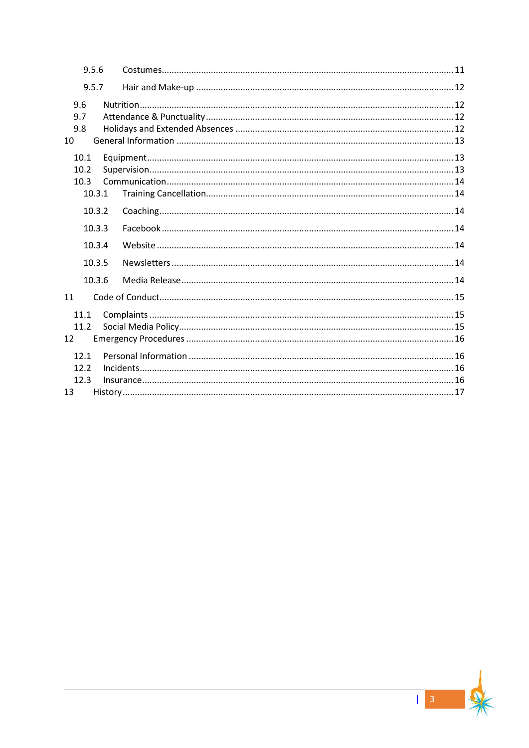9.5.6 Costumes ..... 11

9.5.7 Hair and Make-up ..... 12

9.6 Nutrition ..... 12
9.7 Attendance & Punctuality ..... 12
9.8 Holidays and Extended Absences ..... 12
10 General Information ..... 13

10.1 Equipment ..... 13
10.2 Supervision ..... 13
10.3 Communication ..... 14
10.3.1 Training Cancellation ..... 14

10.3.2 Coaching ..... 14

10.3.3 Facebook ..... 14

10.3.4 Website ..... 14

10.3.5 Newsletters ..... 14

10.3.6 Media Release ..... 14

11 Code of Conduct ..... 15

11.1 Complaints ..... 15
11.2 Social Media Policy ..... 15
12 Emergency Procedures ..... 16

12.1 Personal Information ..... 16
12.2 Incidents ..... 16
12.3 Insurance ..... 16
13 History ..... 17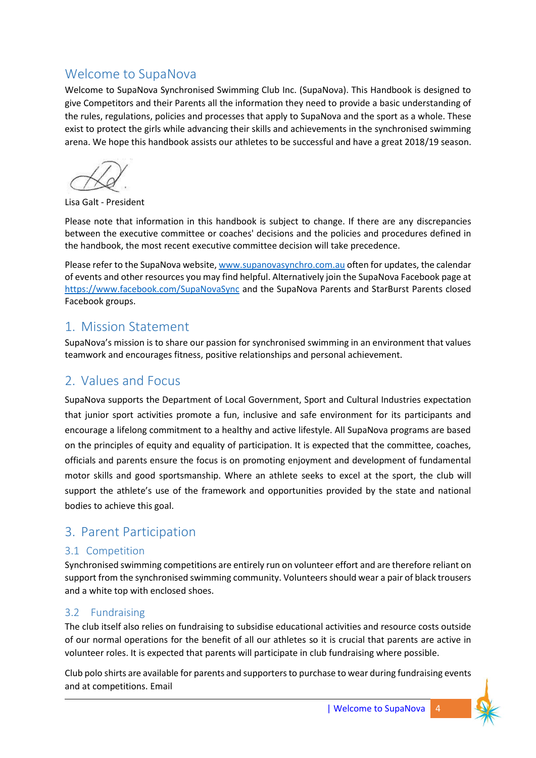## Welcome to SupaNova

Welcome to SupaNova Synchronised Swimming Club Inc. (SupaNova). This Handbook is designed to give Competitors and their Parents all the information they need to provide a basic understanding of the rules, regulations, policies and processes that apply to SupaNova and the sport as a whole. These exist to protect the girls while advancing their skills and achievements in the synchronised swimming arena. We hope this handbook assists our athletes to be successful and have a great 2018/19 season.

Lisa Galt - President

Please note that information in this handbook is subject to change. If there are any discrepancies between the executive committee or coaches' decisions and the policies and procedures defined in the handbook, the most recent executive committee decision will take precedence.

Please refer to the SupaNova website, [www.supanovasynchro.com.au](http://www.supanovasynchro.com.au) often for updates, the calendar of events and other resources you may find helpful. Alternatively join the SupaNova Facebook page at [https://www.facebook.com/SupaNovaSync](https://www.facebook.com/SupaNovaSync) and the SupaNova Parents and StarBurst Parents closed Facebook groups.

## 1. Mission Statement

SupaNova's mission is to share our passion for synchronised swimming in an environment that values teamwork and encourages fitness, positive relationships and personal achievement.

## 2. Values and Focus

SupaNova supports the Department of Local Government, Sport and Cultural Industries expectation that junior sport activities promote a fun, inclusive and safe environment for its participants and encourage a lifelong commitment to a healthy and active lifestyle. All SupaNova programs are based on the principles of equity and equality of participation. It is expected that the committee, coaches, officials and parents ensure the focus is on promoting enjoyment and development of fundamental motor skills and good sportsmanship. Where an athlete seeks to excel at the sport, the club will support the athlete's use of the framework and opportunities provided by the state and national bodies to achieve this goal.

## 3. Parent Participation

### 3.1 Competition

Synchronised swimming competitions are entirely run on volunteer effort and are therefore reliant on support from the synchronised swimming community. Volunteers should wear a pair of black trousers and a white top with enclosed shoes.

### 3.2 Fundraising

The club itself also relies on fundraising to subsidise educational activities and resource costs outside of our normal operations for the benefit of all our athletes so it is crucial that parents are active in volunteer roles. It is expected that parents will participate in club fundraising where possible.

Club polo shirts are available for parents and supporters to purchase to wear during fundraising events and at competitions. Email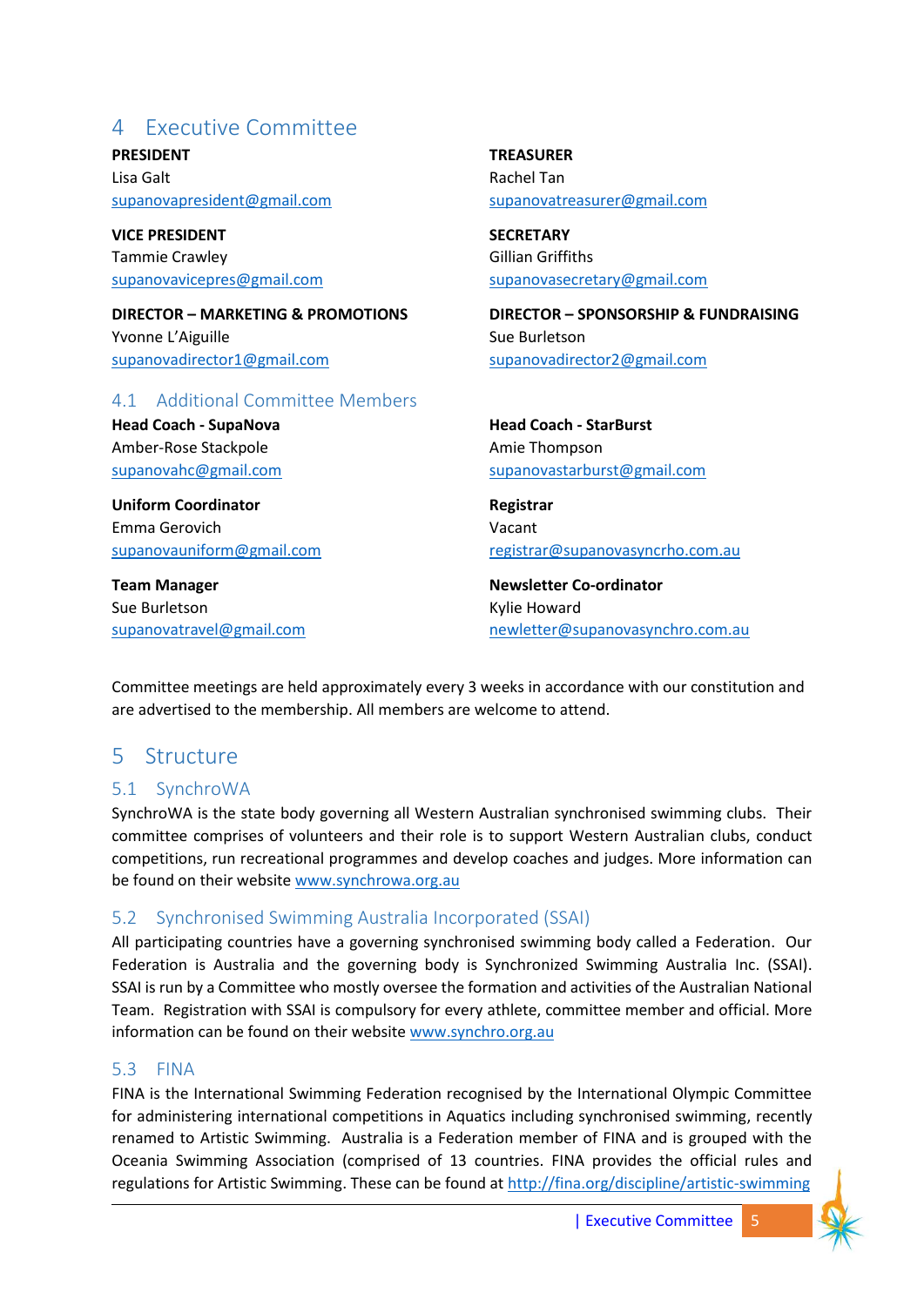# 4 Executive Committee

**PRESIDENT**
Lisa Galt
supanovapresident@gmail.com

**VICE PRESIDENT**
Tammie Crawley
supanovavicepres@gmail.com

**DIRECTOR – MARKETING & PROMOTIONS**
Yvonne L'Aiguille
supanovadirector1@gmail.com

**TREASURER**
Rachel Tan
supanovatreasurer@gmail.com

**SECRETARY**
Gillian Griffiths
supanovasecretary@gmail.com

**DIRECTOR – SPONSORSHIP & FUNDRAISING**
Sue Burletson
supanovadirector2@gmail.com

## 4.1 Additional Committee Members

**Head Coach - SupaNova**
Amber-Rose Stackpole
supanovahc@gmail.com

**Uniform Coordinator**
Emma Gerovich
supanovauniform@gmail.com

**Team Manager**
Sue Burletson
supanovatravel@gmail.com

**Head Coach - StarBurst**
Amie Thompson
supanovastarburst@gmail.com

**Registrar**
Vacant
registrar@supanovasyncrho.com.au

**Newsletter Co-ordinator**
Kylie Howard
newletter@supanovasynchro.com.au

Committee meetings are held approximately every 3 weeks in accordance with our constitution and are advertised to the membership. All members are welcome to attend.

# 5 Structure

## 5.1 SynchroWA

SynchroWA is the state body governing all Western Australian synchronised swimming clubs. Their committee comprises of volunteers and their role is to support Western Australian clubs, conduct competitions, run recreational programmes and develop coaches and judges. More information can be found on their website www.synchrowa.org.au

## 5.2 Synchronised Swimming Australia Incorporated (SSAI)

All participating countries have a governing synchronised swimming body called a Federation. Our Federation is Australia and the governing body is Synchronized Swimming Australia Inc. (SSAI). SSAI is run by a Committee who mostly oversee the formation and activities of the Australian National Team. Registration with SSAI is compulsory for every athlete, committee member and official. More information can be found on their website www.synchro.org.au

## 5.3 FINA

FINA is the International Swimming Federation recognised by the International Olympic Committee for administering international competitions in Aquatics including synchronised swimming, recently renamed to Artistic Swimming. Australia is a Federation member of FINA and is grouped with the Oceania Swimming Association (comprised of 13 countries. FINA provides the official rules and regulations for Artistic Swimming. These can be found at http://fina.org/discipline/artistic-swimming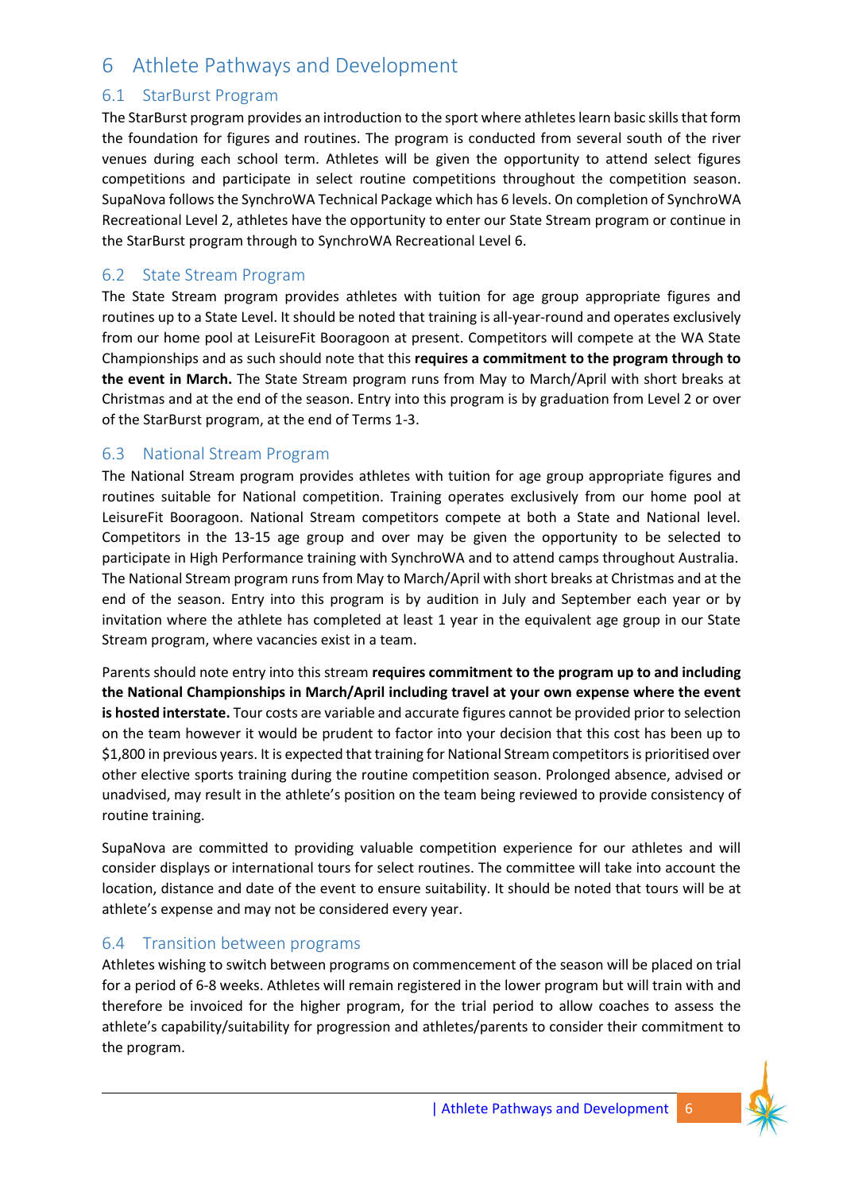# 6 Athlete Pathways and Development

## 6.1 StarBurst Program

The StarBurst program provides an introduction to the sport where athletes learn basic skills that form the foundation for figures and routines. The program is conducted from several south of the river venues during each school term. Athletes will be given the opportunity to attend select figures competitions and participate in select routine competitions throughout the competition season. SupaNova follows the SynchroWA Technical Package which has 6 levels. On completion of SynchroWA Recreational Level 2, athletes have the opportunity to enter our State Stream program or continue in the StarBurst program through to SynchroWA Recreational Level 6.

## 6.2 State Stream Program

The State Stream program provides athletes with tuition for age group appropriate figures and routines up to a State Level. It should be noted that training is all-year-round and operates exclusively from our home pool at LeisureFit Booragoon at present. Competitors will compete at the WA State Championships and as such should note that this **requires a commitment to the program through to the event in March.** The State Stream program runs from May to March/April with short breaks at Christmas and at the end of the season. Entry into this program is by graduation from Level 2 or over of the StarBurst program, at the end of Terms 1-3.

## 6.3 National Stream Program

The National Stream program provides athletes with tuition for age group appropriate figures and routines suitable for National competition. Training operates exclusively from our home pool at LeisureFit Booragoon. National Stream competitors compete at both a State and National level. Competitors in the 13-15 age group and over may be given the opportunity to be selected to participate in High Performance training with SynchroWA and to attend camps throughout Australia. The National Stream program runs from May to March/April with short breaks at Christmas and at the end of the season. Entry into this program is by audition in July and September each year or by invitation where the athlete has completed at least 1 year in the equivalent age group in our State Stream program, where vacancies exist in a team.

Parents should note entry into this stream **requires commitment to the program up to and including the National Championships in March/April including travel at your own expense where the event is hosted interstate.** Tour costs are variable and accurate figures cannot be provided prior to selection on the team however it would be prudent to factor into your decision that this cost has been up to $1,800 in previous years. It is expected that training for National Stream competitors is prioritised over other elective sports training during the routine competition season. Prolonged absence, advised or unadvised, may result in the athlete's position on the team being reviewed to provide consistency of routine training.

SupaNova are committed to providing valuable competition experience for our athletes and will consider displays or international tours for select routines. The committee will take into account the location, distance and date of the event to ensure suitability. It should be noted that tours will be at athlete's expense and may not be considered every year.

## 6.4 Transition between programs

Athletes wishing to switch between programs on commencement of the season will be placed on trial for a period of 6-8 weeks. Athletes will remain registered in the lower program but will train with and therefore be invoiced for the higher program, for the trial period to allow coaches to assess the athlete's capability/suitability for progression and athletes/parents to consider their commitment to the program.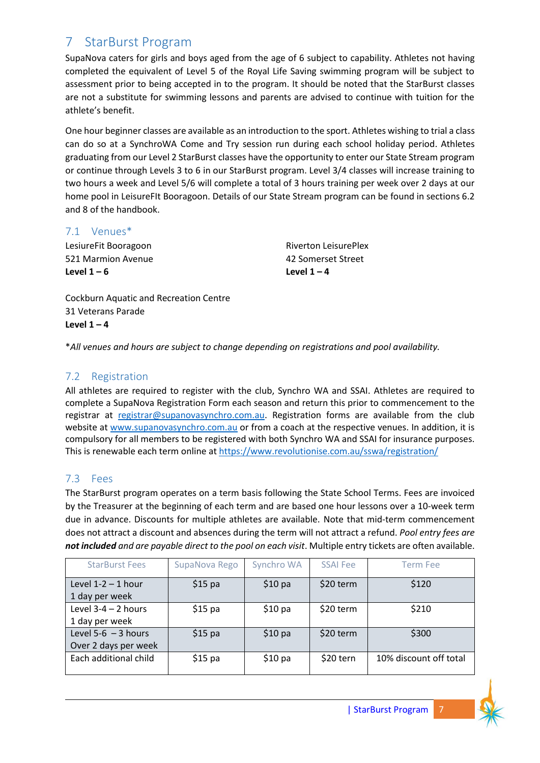# 7 StarBurst Program

SupaNova caters for girls and boys aged from the age of 6 subject to capability. Athletes not having completed the equivalent of Level 5 of the Royal Life Saving swimming program will be subject to assessment prior to being accepted in to the program. It should be noted that the StarBurst classes are not a substitute for swimming lessons and parents are advised to continue with tuition for the athlete's benefit.

One hour beginner classes are available as an introduction to the sport. Athletes wishing to trial a class can do so at a SynchroWA Come and Try session run during each school holiday period. Athletes graduating from our Level 2 StarBurst classes have the opportunity to enter our State Stream program or continue through Levels 3 to 6 in our StarBurst program. Level 3/4 classes will increase training to two hours a week and Level 5/6 will complete a total of 3 hours training per week over 2 days at our home pool in LeisureFIt Booragoon. Details of our State Stream program can be found in sections 6.2 and 8 of the handbook.

## 7.1 Venues*

LesiureFit Booragoon
521 Marmion Avenue
**Level 1 – 6**

Riverton LeisurePlex
42 Somerset Street
**Level 1 – 4**

Cockburn Aquatic and Recreation Centre
31 Veterans Parade
**Level 1 – 4**

**All venues and hours are subject to change depending on registrations and pool availability.*

## 7.2 Registration

All athletes are required to register with the club, Synchro WA and SSAI. Athletes are required to complete a SupaNova Registration Form each season and return this prior to commencement to the registrar at registrar@supanovasynchro.com.au. Registration forms are available from the club website at www.supanovasynchro.com.au or from a coach at the respective venues. In addition, it is compulsory for all members to be registered with both Synchro WA and SSAI for insurance purposes. This is renewable each term online at https://www.revolutionise.com.au/sswa/registration/

## 7.3 Fees

The StarBurst program operates on a term basis following the State School Terms. Fees are invoiced by the Treasurer at the beginning of each term and are based one hour lessons over a 10-week term due in advance. Discounts for multiple athletes are available. Note that mid-term commencement does not attract a discount and absences during the term will not attract a refund. *Pool entry fees are **not included** and are payable direct to the pool on each visit*. Multiple entry tickets are often available.

| StarBurst Fees | SupaNova Rego | Synchro WA | SSAI Fee | Term Fee |
|---|---|---|---|---|
| Level 1-2 – 1 hour<br>1 day per week | $15 pa | $10 pa | $20 term | $120 |
| Level 3-4 – 2 hours<br>1 day per week | $15 pa | $10 pa | $20 term | $210 |
| Level 5-6 – 3 hours<br>Over 2 days per week | $15 pa | $10 pa | $20 term | $300 |
| Each additional child | $15 pa | $10 pa | $20 tern | 10% discount off total |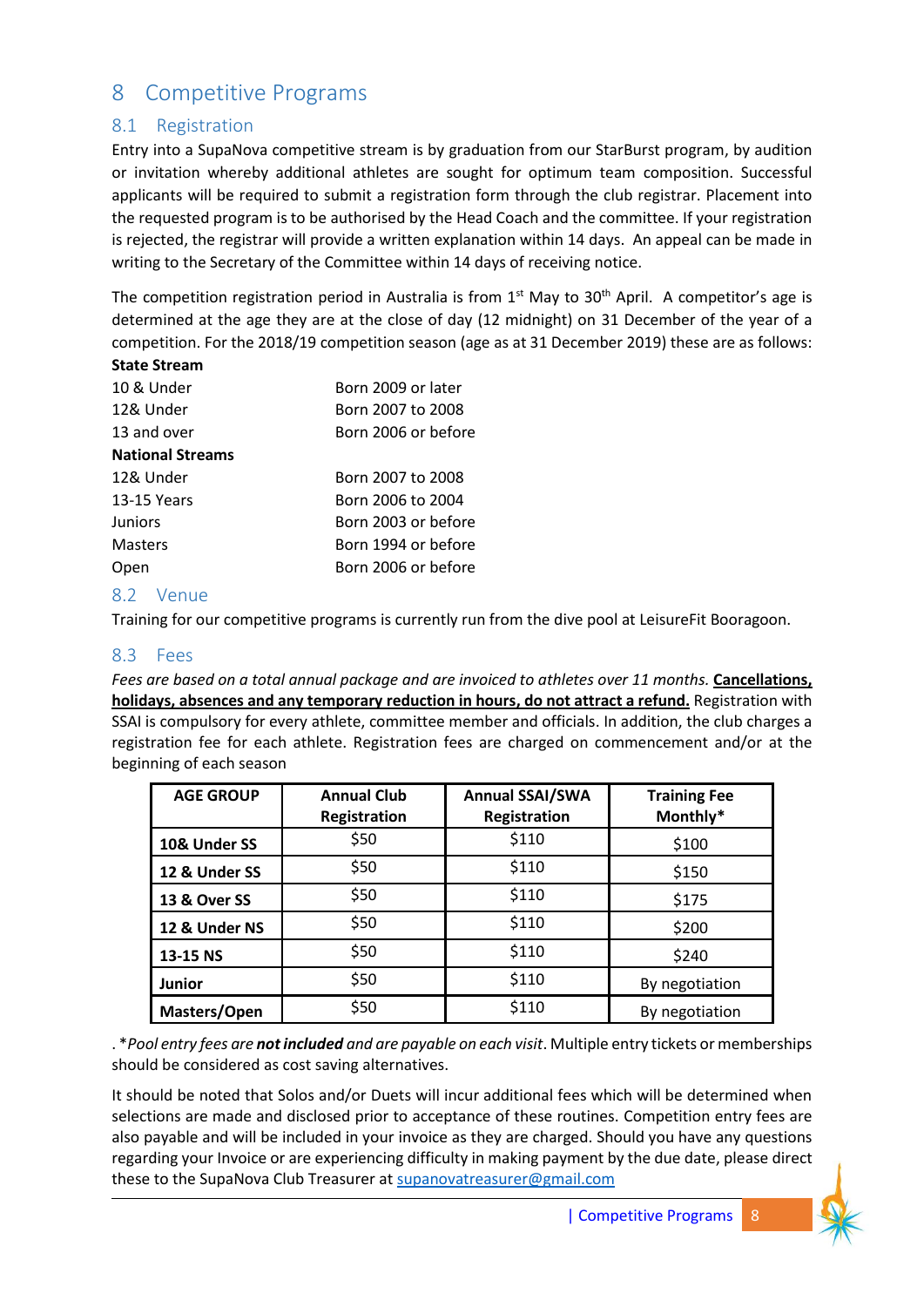# 8 Competitive Programs

## 8.1 Registration

Entry into a SupaNova competitive stream is by graduation from our StarBurst program, by audition or invitation whereby additional athletes are sought for optimum team composition. Successful applicants will be required to submit a registration form through the club registrar. Placement into the requested program is to be authorised by the Head Coach and the committee. If your registration is rejected, the registrar will provide a written explanation within 14 days. An appeal can be made in writing to the Secretary of the Committee within 14 days of receiving notice.

The competition registration period in Australia is from 1st May to 30th April. A competitor's age is determined at the age they are at the close of day (12 midnight) on 31 December of the year of a competition. For the 2018/19 competition season (age as at 31 December 2019) these are as follows:

**State Stream**

| | |
|---|---|
| 10 & Under | Born 2009 or later |
| 12& Under | Born 2007 to 2008 |
| 13 and over | Born 2006 or before |

**National Streams**

| | |
|---|---|
| 12& Under | Born 2007 to 2008 |
| 13-15 Years | Born 2006 to 2004 |
| Juniors | Born 2003 or before |
| Masters | Born 1994 or before |
| Open | Born 2006 or before |

## 8.2 Venue

Training for our competitive programs is currently run from the dive pool at LeisureFit Booragoon.

## 8.3 Fees

*Fees are based on a total annual package and are invoiced to athletes over 11 months.* **Cancellations, holidays, absences and any temporary reduction in hours, do not attract a refund.** Registration with SSAI is compulsory for every athlete, committee member and officials. In addition, the club charges a registration fee for each athlete. Registration fees are charged on commencement and/or at the beginning of each season

| AGE GROUP | Annual Club Registration | Annual SSAI/SWA Registration | Training Fee Monthly* |
|---|---|---|---|
| **10& Under SS** | $50 | $110 | $100 |
| **12 & Under SS** | $50 | $110 | $150 |
| **13 & Over SS** | $50 | $110 | $175 |
| **12 & Under NS** | $50 | $110 | $200 |
| **13-15 NS** | $50 | $110 | $240 |
| **Junior** | $50 | $110 | By negotiation |
| **Masters/Open** | $50 | $110 | By negotiation |

. *\*Pool entry fees are **not included** and are payable on each visit*. Multiple entry tickets or memberships should be considered as cost saving alternatives.

It should be noted that Solos and/or Duets will incur additional fees which will be determined when selections are made and disclosed prior to acceptance of these routines. Competition entry fees are also payable and will be included in your invoice as they are charged. Should you have any questions regarding your Invoice or are experiencing difficulty in making payment by the due date, please direct these to the SupaNova Club Treasurer at supanovatreasurer@gmail.com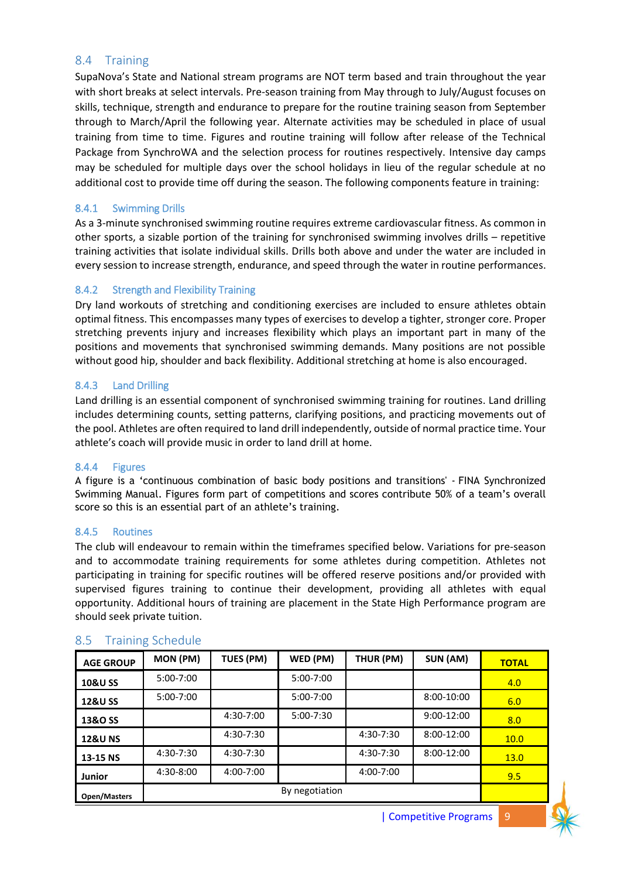## 8.4 Training

SupaNova's State and National stream programs are NOT term based and train throughout the year with short breaks at select intervals. Pre-season training from May through to July/August focuses on skills, technique, strength and endurance to prepare for the routine training season from September through to March/April the following year. Alternate activities may be scheduled in place of usual training from time to time. Figures and routine training will follow after release of the Technical Package from SynchroWA and the selection process for routines respectively. Intensive day camps may be scheduled for multiple days over the school holidays in lieu of the regular schedule at no additional cost to provide time off during the season. The following components feature in training:

### 8.4.1 Swimming Drills

As a 3-minute synchronised swimming routine requires extreme cardiovascular fitness. As common in other sports, a sizable portion of the training for synchronised swimming involves drills – repetitive training activities that isolate individual skills. Drills both above and under the water are included in every session to increase strength, endurance, and speed through the water in routine performances.

### 8.4.2 Strength and Flexibility Training

Dry land workouts of stretching and conditioning exercises are included to ensure athletes obtain optimal fitness. This encompasses many types of exercises to develop a tighter, stronger core. Proper stretching prevents injury and increases flexibility which plays an important part in many of the positions and movements that synchronised swimming demands. Many positions are not possible without good hip, shoulder and back flexibility. Additional stretching at home is also encouraged.

### 8.4.3 Land Drilling

Land drilling is an essential component of synchronised swimming training for routines. Land drilling includes determining counts, setting patterns, clarifying positions, and practicing movements out of the pool. Athletes are often required to land drill independently, outside of normal practice time. Your athlete's coach will provide music in order to land drill at home.

### 8.4.4 Figures

A figure is a 'continuous combination of basic body positions and transitions' - FINA Synchronized Swimming Manual. Figures form part of competitions and scores contribute 50% of a team's overall score so this is an essential part of an athlete's training.

### 8.4.5 Routines

The club will endeavour to remain within the timeframes specified below. Variations for pre-season and to accommodate training requirements for some athletes during competition. Athletes not participating in training for specific routines will be offered reserve positions and/or provided with supervised figures training to continue their development, providing all athletes with equal opportunity. Additional hours of training are placement in the State High Performance program are should seek private tuition.

## 8.5 Training Schedule

| AGE GROUP | MON (PM) | TUES (PM) | WED (PM) | THUR (PM) | SUN (AM) | TOTAL |
|---|---|---|---|---|---|---|
| **10&U SS** | 5:00-7:00 | | 5:00-7:00 | | | 4.0 |
| **12&U SS** | 5:00-7:00 | | 5:00-7:00 | | 8:00-10:00 | 6.0 |
| **13&O SS** | | 4:30-7:00 | 5:00-7:30 | | 9:00-12:00 | 8.0 |
| **12&U NS** | | 4:30-7:30 | | 4:30-7:30 | 8:00-12:00 | 10.0 |
| **13-15 NS** | 4:30-7:30 | 4:30-7:30 | | 4:30-7:30 | 8:00-12:00 | 13.0 |
| **Junior** | 4:30-8:00 | 4:00-7:00 | | 4:00-7:00 | | 9.5 |
| **Open/Masters** | By negotiation | | | | | |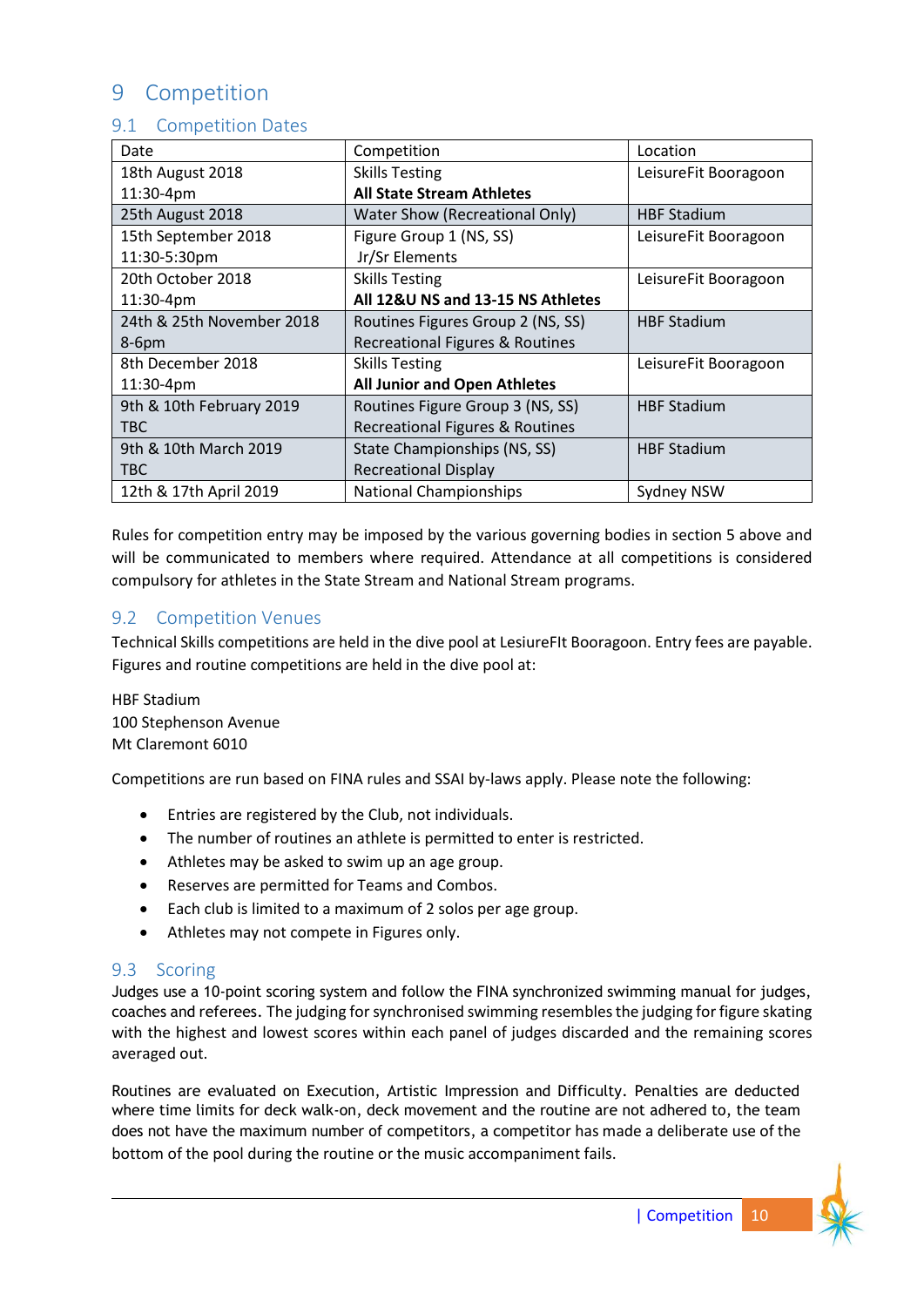# 9 Competition

## 9.1 Competition Dates

| Date | Competition | Location |
|---|---|---|
| 18th August 2018<br>11:30-4pm | Skills Testing<br>**All State Stream Athletes** | LeisureFit Booragoon |
| 25th August 2018 | Water Show (Recreational Only) | HBF Stadium |
| 15th September 2018<br>11:30-5:30pm | Figure Group 1 (NS, SS)<br>Jr/Sr Elements | LeisureFit Booragoon |
| 20th October 2018<br>11:30-4pm | Skills Testing<br>**All 12&U NS and 13-15 NS Athletes** | LeisureFit Booragoon |
| 24th & 25th November 2018<br>8-6pm | Routines Figures Group 2 (NS, SS)<br>Recreational Figures & Routines | HBF Stadium |
| 8th December 2018<br>11:30-4pm | Skills Testing<br>**All Junior and Open Athletes** | LeisureFit Booragoon |
| 9th & 10th February 2019<br>TBC | Routines Figure Group 3 (NS, SS)<br>Recreational Figures & Routines | HBF Stadium |
| 9th & 10th March 2019<br>TBC | State Championships (NS, SS)<br>Recreational Display | HBF Stadium |
| 12th & 17th April 2019 | National Championships | Sydney NSW |

Rules for competition entry may be imposed by the various governing bodies in section 5 above and will be communicated to members where required. Attendance at all competitions is considered compulsory for athletes in the State Stream and National Stream programs.

## 9.2 Competition Venues

Technical Skills competitions are held in the dive pool at LesiureFIt Booragoon. Entry fees are payable. Figures and routine competitions are held in the dive pool at:

HBF Stadium
100 Stephenson Avenue
Mt Claremont 6010

Competitions are run based on FINA rules and SSAI by-laws apply. Please note the following:

- Entries are registered by the Club, not individuals.
- The number of routines an athlete is permitted to enter is restricted.
- Athletes may be asked to swim up an age group.
- Reserves are permitted for Teams and Combos.
- Each club is limited to a maximum of 2 solos per age group.
- Athletes may not compete in Figures only.

## 9.3 Scoring

Judges use a 10-point scoring system and follow the FINA synchronized swimming manual for judges, coaches and referees. The judging for synchronised swimming resembles the judging for figure skating with the highest and lowest scores within each panel of judges discarded and the remaining scores averaged out.

Routines are evaluated on Execution, Artistic Impression and Difficulty. Penalties are deducted where time limits for deck walk-on, deck movement and the routine are not adhered to, the team does not have the maximum number of competitors, a competitor has made a deliberate use of the bottom of the pool during the routine or the music accompaniment fails.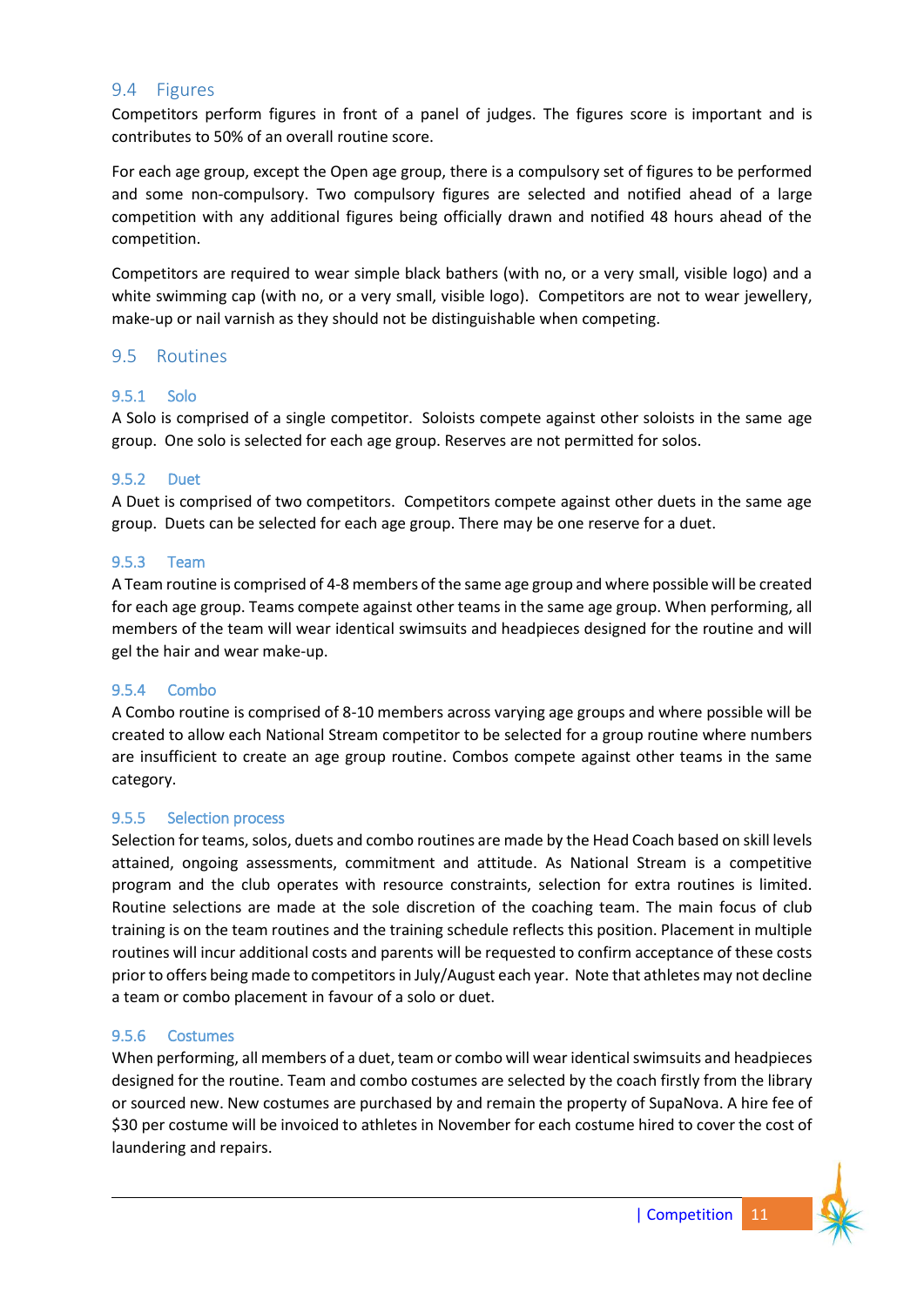## 9.4 Figures

Competitors perform figures in front of a panel of judges. The figures score is important and is contributes to 50% of an overall routine score.

For each age group, except the Open age group, there is a compulsory set of figures to be performed and some non-compulsory. Two compulsory figures are selected and notified ahead of a large competition with any additional figures being officially drawn and notified 48 hours ahead of the competition.

Competitors are required to wear simple black bathers (with no, or a very small, visible logo) and a white swimming cap (with no, or a very small, visible logo). Competitors are not to wear jewellery, make-up or nail varnish as they should not be distinguishable when competing.

## 9.5 Routines

### 9.5.1 Solo

A Solo is comprised of a single competitor. Soloists compete against other soloists in the same age group. One solo is selected for each age group. Reserves are not permitted for solos.

### 9.5.2 Duet

A Duet is comprised of two competitors. Competitors compete against other duets in the same age group. Duets can be selected for each age group. There may be one reserve for a duet.

### 9.5.3 Team

A Team routine is comprised of 4-8 members of the same age group and where possible will be created for each age group. Teams compete against other teams in the same age group. When performing, all members of the team will wear identical swimsuits and headpieces designed for the routine and will gel the hair and wear make-up.

### 9.5.4 Combo

A Combo routine is comprised of 8-10 members across varying age groups and where possible will be created to allow each National Stream competitor to be selected for a group routine where numbers are insufficient to create an age group routine. Combos compete against other teams in the same category.

### 9.5.5 Selection process

Selection for teams, solos, duets and combo routines are made by the Head Coach based on skill levels attained, ongoing assessments, commitment and attitude. As National Stream is a competitive program and the club operates with resource constraints, selection for extra routines is limited. Routine selections are made at the sole discretion of the coaching team. The main focus of club training is on the team routines and the training schedule reflects this position. Placement in multiple routines will incur additional costs and parents will be requested to confirm acceptance of these costs prior to offers being made to competitors in July/August each year. Note that athletes may not decline a team or combo placement in favour of a solo or duet.

### 9.5.6 Costumes

When performing, all members of a duet, team or combo will wear identical swimsuits and headpieces designed for the routine. Team and combo costumes are selected by the coach firstly from the library or sourced new. New costumes are purchased by and remain the property of SupaNova. A hire fee of $30 per costume will be invoiced to athletes in November for each costume hired to cover the cost of laundering and repairs.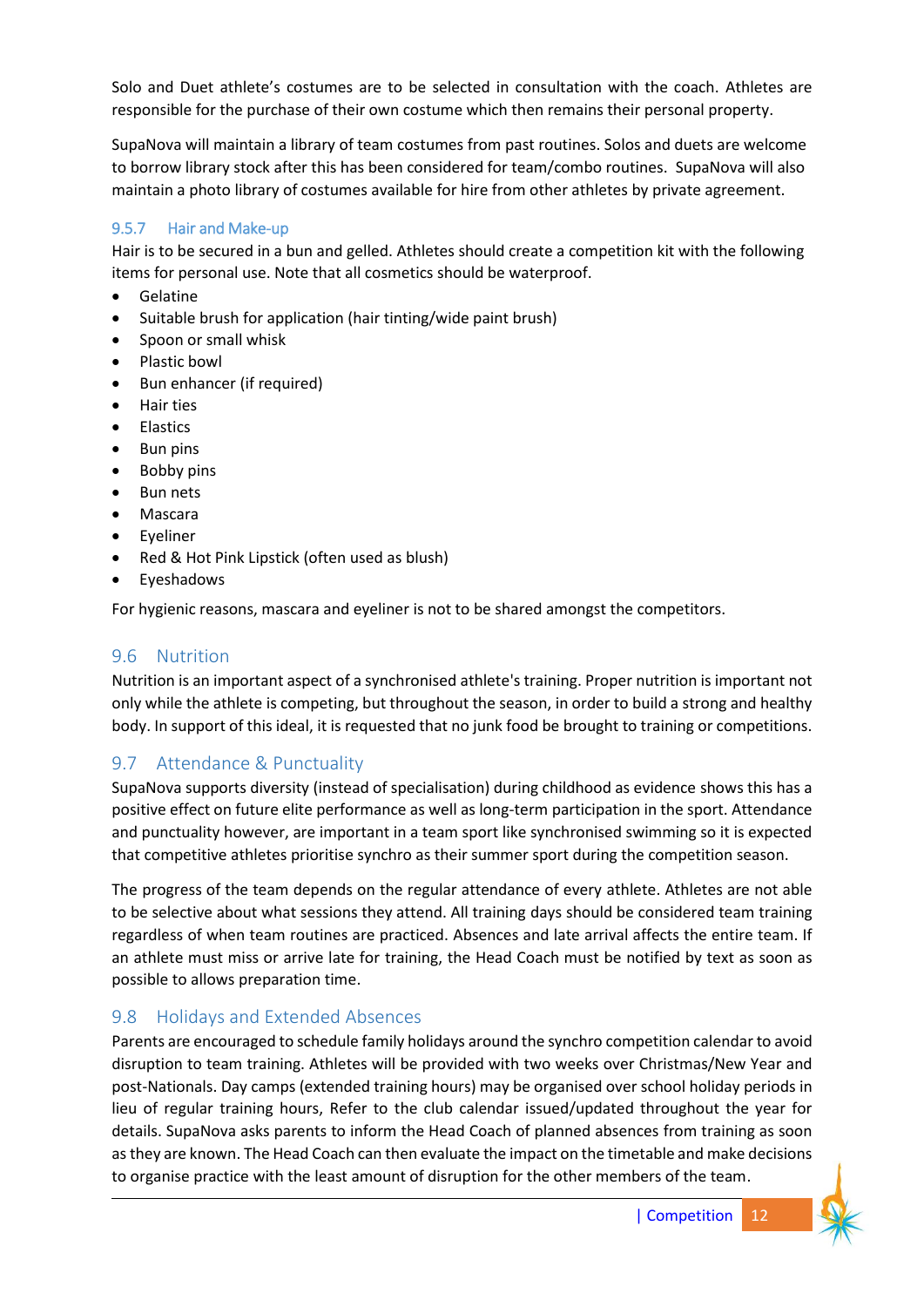Solo and Duet athlete's costumes are to be selected in consultation with the coach. Athletes are responsible for the purchase of their own costume which then remains their personal property.

SupaNova will maintain a library of team costumes from past routines. Solos and duets are welcome to borrow library stock after this has been considered for team/combo routines. SupaNova will also maintain a photo library of costumes available for hire from other athletes by private agreement.

#### 9.5.7 Hair and Make-up

Hair is to be secured in a bun and gelled. Athletes should create a competition kit with the following items for personal use. Note that all cosmetics should be waterproof.

- Gelatine
- Suitable brush for application (hair tinting/wide paint brush)
- Spoon or small whisk
- Plastic bowl
- Bun enhancer (if required)
- Hair ties
- Elastics
- Bun pins
- Bobby pins
- Bun nets
- Mascara
- Eyeliner
- Red & Hot Pink Lipstick (often used as blush)
- Eyeshadows

For hygienic reasons, mascara and eyeliner is not to be shared amongst the competitors.

## 9.6 Nutrition

Nutrition is an important aspect of a synchronised athlete's training. Proper nutrition is important not only while the athlete is competing, but throughout the season, in order to build a strong and healthy body. In support of this ideal, it is requested that no junk food be brought to training or competitions.

## 9.7 Attendance & Punctuality

SupaNova supports diversity (instead of specialisation) during childhood as evidence shows this has a positive effect on future elite performance as well as long-term participation in the sport. Attendance and punctuality however, are important in a team sport like synchronised swimming so it is expected that competitive athletes prioritise synchro as their summer sport during the competition season.

The progress of the team depends on the regular attendance of every athlete. Athletes are not able to be selective about what sessions they attend. All training days should be considered team training regardless of when team routines are practiced. Absences and late arrival affects the entire team. If an athlete must miss or arrive late for training, the Head Coach must be notified by text as soon as possible to allows preparation time.

## 9.8 Holidays and Extended Absences

Parents are encouraged to schedule family holidays around the synchro competition calendar to avoid disruption to team training. Athletes will be provided with two weeks over Christmas/New Year and post-Nationals. Day camps (extended training hours) may be organised over school holiday periods in lieu of regular training hours, Refer to the club calendar issued/updated throughout the year for details. SupaNova asks parents to inform the Head Coach of planned absences from training as soon as they are known. The Head Coach can then evaluate the impact on the timetable and make decisions to organise practice with the least amount of disruption for the other members of the team.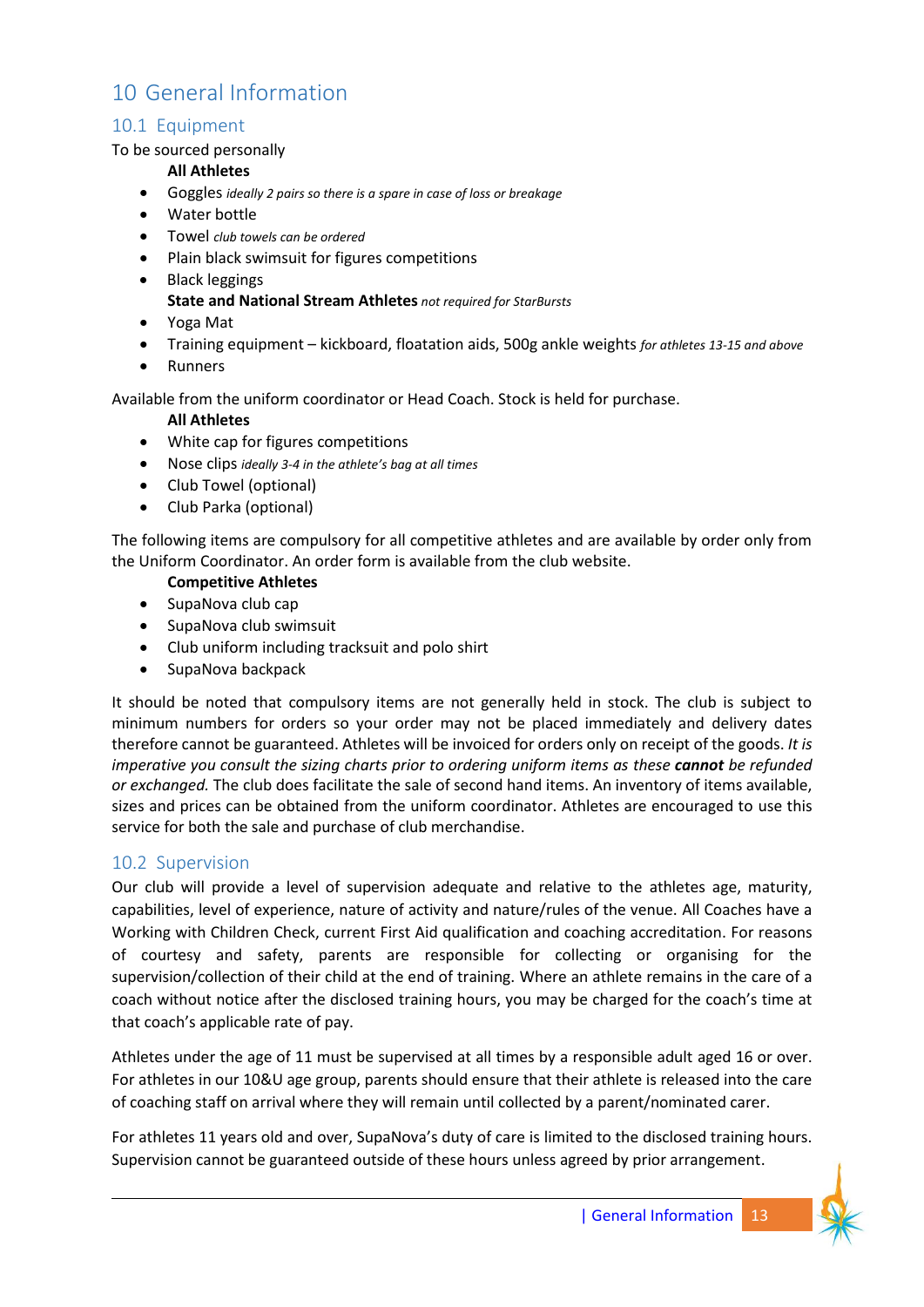# 10 General Information

## 10.1 Equipment

To be sourced personally

**All Athletes**

- Goggles *ideally 2 pairs so there is a spare in case of loss or breakage*
- Water bottle
- Towel *club towels can be ordered*
- Plain black swimsuit for figures competitions
- Black leggings

**State and National Stream Athletes** *not required for StarBursts*

- Yoga Mat
- Training equipment – kickboard, floatation aids, 500g ankle weights *for athletes 13-15 and above*
- Runners

Available from the uniform coordinator or Head Coach. Stock is held for purchase.

**All Athletes**

- White cap for figures competitions
- Nose clips *ideally 3-4 in the athlete's bag at all times*
- Club Towel (optional)
- Club Parka (optional)

The following items are compulsory for all competitive athletes and are available by order only from the Uniform Coordinator. An order form is available from the club website.

**Competitive Athletes**

- SupaNova club cap
- SupaNova club swimsuit
- Club uniform including tracksuit and polo shirt
- SupaNova backpack

It should be noted that compulsory items are not generally held in stock. The club is subject to minimum numbers for orders so your order may not be placed immediately and delivery dates therefore cannot be guaranteed. Athletes will be invoiced for orders only on receipt of the goods. *It is imperative you consult the sizing charts prior to ordering uniform items as these **cannot** be refunded or exchanged.* The club does facilitate the sale of second hand items. An inventory of items available, sizes and prices can be obtained from the uniform coordinator. Athletes are encouraged to use this service for both the sale and purchase of club merchandise.

## 10.2 Supervision

Our club will provide a level of supervision adequate and relative to the athletes age, maturity, capabilities, level of experience, nature of activity and nature/rules of the venue. All Coaches have a Working with Children Check, current First Aid qualification and coaching accreditation. For reasons of courtesy and safety, parents are responsible for collecting or organising for the supervision/collection of their child at the end of training. Where an athlete remains in the care of a coach without notice after the disclosed training hours, you may be charged for the coach's time at that coach's applicable rate of pay.

Athletes under the age of 11 must be supervised at all times by a responsible adult aged 16 or over. For athletes in our 10&U age group, parents should ensure that their athlete is released into the care of coaching staff on arrival where they will remain until collected by a parent/nominated carer.

For athletes 11 years old and over, SupaNova's duty of care is limited to the disclosed training hours. Supervision cannot be guaranteed outside of these hours unless agreed by prior arrangement.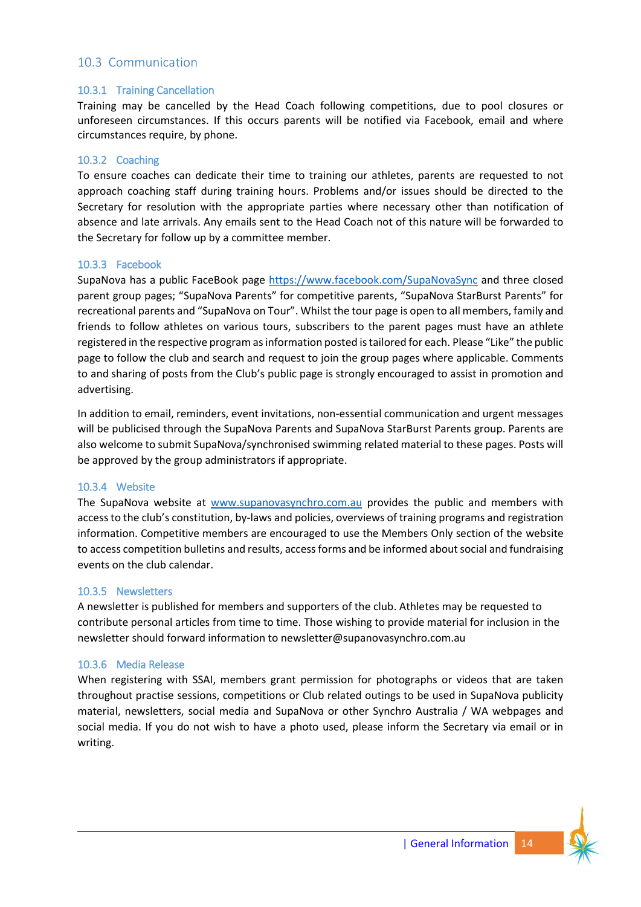## 10.3 Communication

### 10.3.1 Training Cancellation

Training may be cancelled by the Head Coach following competitions, due to pool closures or unforeseen circumstances. If this occurs parents will be notified via Facebook, email and where circumstances require, by phone.

### 10.3.2 Coaching

To ensure coaches can dedicate their time to training our athletes, parents are requested to not approach coaching staff during training hours. Problems and/or issues should be directed to the Secretary for resolution with the appropriate parties where necessary other than notification of absence and late arrivals. Any emails sent to the Head Coach not of this nature will be forwarded to the Secretary for follow up by a committee member.

### 10.3.3 Facebook

SupaNova has a public FaceBook page https://www.facebook.com/SupaNovaSync and three closed parent group pages; "SupaNova Parents" for competitive parents, "SupaNova StarBurst Parents" for recreational parents and "SupaNova on Tour". Whilst the tour page is open to all members, family and friends to follow athletes on various tours, subscribers to the parent pages must have an athlete registered in the respective program as information posted is tailored for each. Please "Like" the public page to follow the club and search and request to join the group pages where applicable. Comments to and sharing of posts from the Club's public page is strongly encouraged to assist in promotion and advertising.

In addition to email, reminders, event invitations, non-essential communication and urgent messages will be publicised through the SupaNova Parents and SupaNova StarBurst Parents group. Parents are also welcome to submit SupaNova/synchronised swimming related material to these pages. Posts will be approved by the group administrators if appropriate.

### 10.3.4 Website

The SupaNova website at www.supanovasynchro.com.au provides the public and members with access to the club's constitution, by-laws and policies, overviews of training programs and registration information. Competitive members are encouraged to use the Members Only section of the website to access competition bulletins and results, access forms and be informed about social and fundraising events on the club calendar.

### 10.3.5 Newsletters

A newsletter is published for members and supporters of the club. Athletes may be requested to contribute personal articles from time to time. Those wishing to provide material for inclusion in the newsletter should forward information to newsletter@supanovasynchro.com.au

### 10.3.6 Media Release

When registering with SSAI, members grant permission for photographs or videos that are taken throughout practise sessions, competitions or Club related outings to be used in SupaNova publicity material, newsletters, social media and SupaNova or other Synchro Australia / WA webpages and social media. If you do not wish to have a photo used, please inform the Secretary via email or in writing.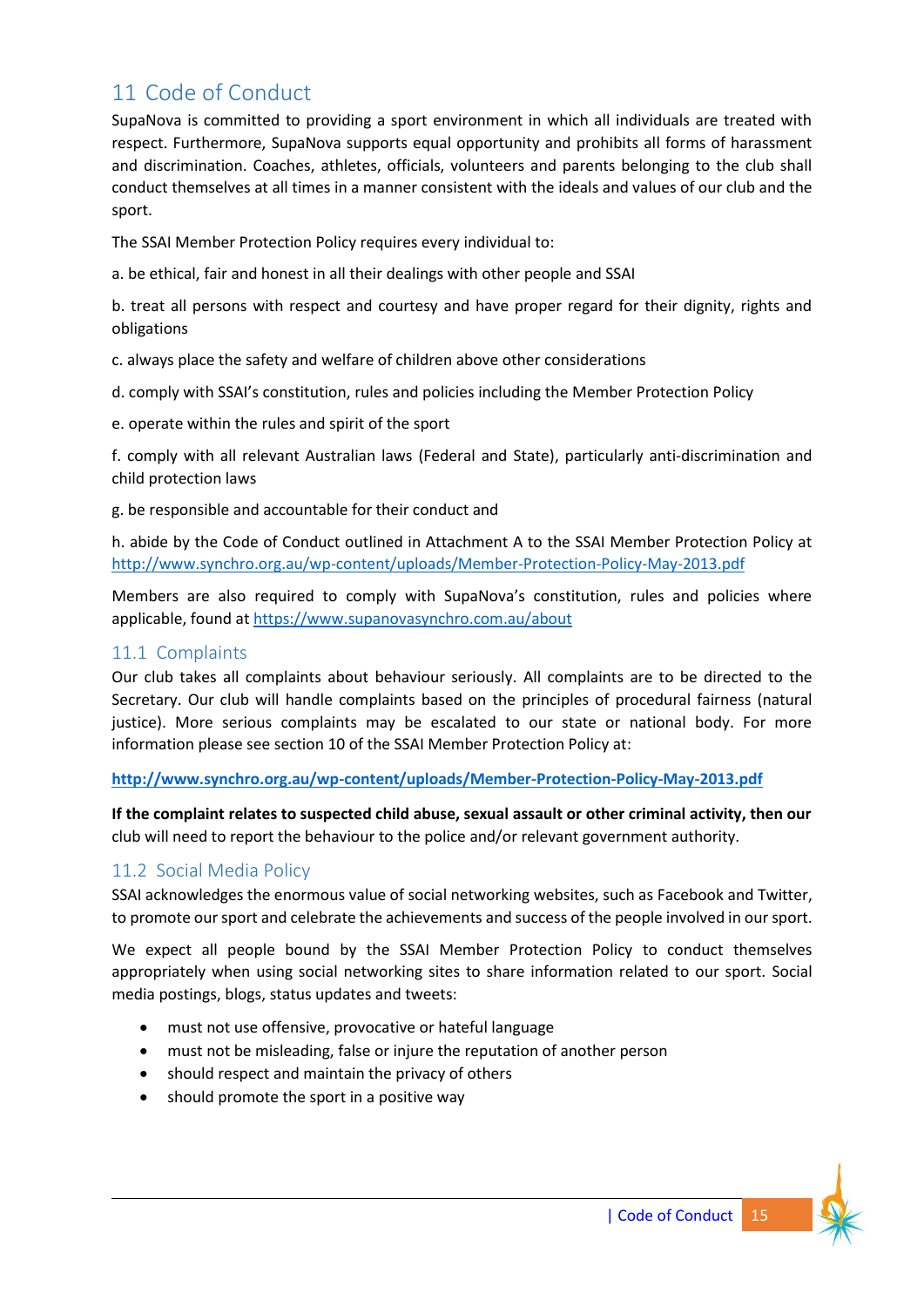## 11 Code of Conduct

SupaNova is committed to providing a sport environment in which all individuals are treated with respect. Furthermore, SupaNova supports equal opportunity and prohibits all forms of harassment and discrimination. Coaches, athletes, officials, volunteers and parents belonging to the club shall conduct themselves at all times in a manner consistent with the ideals and values of our club and the sport.

The SSAI Member Protection Policy requires every individual to:

a. be ethical, fair and honest in all their dealings with other people and SSAI

b. treat all persons with respect and courtesy and have proper regard for their dignity, rights and obligations

c. always place the safety and welfare of children above other considerations

d. comply with SSAI's constitution, rules and policies including the Member Protection Policy

e. operate within the rules and spirit of the sport

f. comply with all relevant Australian laws (Federal and State), particularly anti-discrimination and child protection laws

g. be responsible and accountable for their conduct and

h. abide by the Code of Conduct outlined in Attachment A to the SSAI Member Protection Policy at http://www.synchro.org.au/wp-content/uploads/Member-Protection-Policy-May-2013.pdf

Members are also required to comply with SupaNova's constitution, rules and policies where applicable, found at https://www.supanovasynchro.com.au/about

### 11.1 Complaints

Our club takes all complaints about behaviour seriously. All complaints are to be directed to the Secretary. Our club will handle complaints based on the principles of procedural fairness (natural justice). More serious complaints may be escalated to our state or national body. For more information please see section 10 of the SSAI Member Protection Policy at:

**http://www.synchro.org.au/wp-content/uploads/Member-Protection-Policy-May-2013.pdf**

**If the complaint relates to suspected child abuse, sexual assault or other criminal activity, then our** club will need to report the behaviour to the police and/or relevant government authority.

### 11.2 Social Media Policy

SSAI acknowledges the enormous value of social networking websites, such as Facebook and Twitter, to promote our sport and celebrate the achievements and success of the people involved in our sport.

We expect all people bound by the SSAI Member Protection Policy to conduct themselves appropriately when using social networking sites to share information related to our sport. Social media postings, blogs, status updates and tweets:

- must not use offensive, provocative or hateful language
- must not be misleading, false or injure the reputation of another person
- should respect and maintain the privacy of others
- should promote the sport in a positive way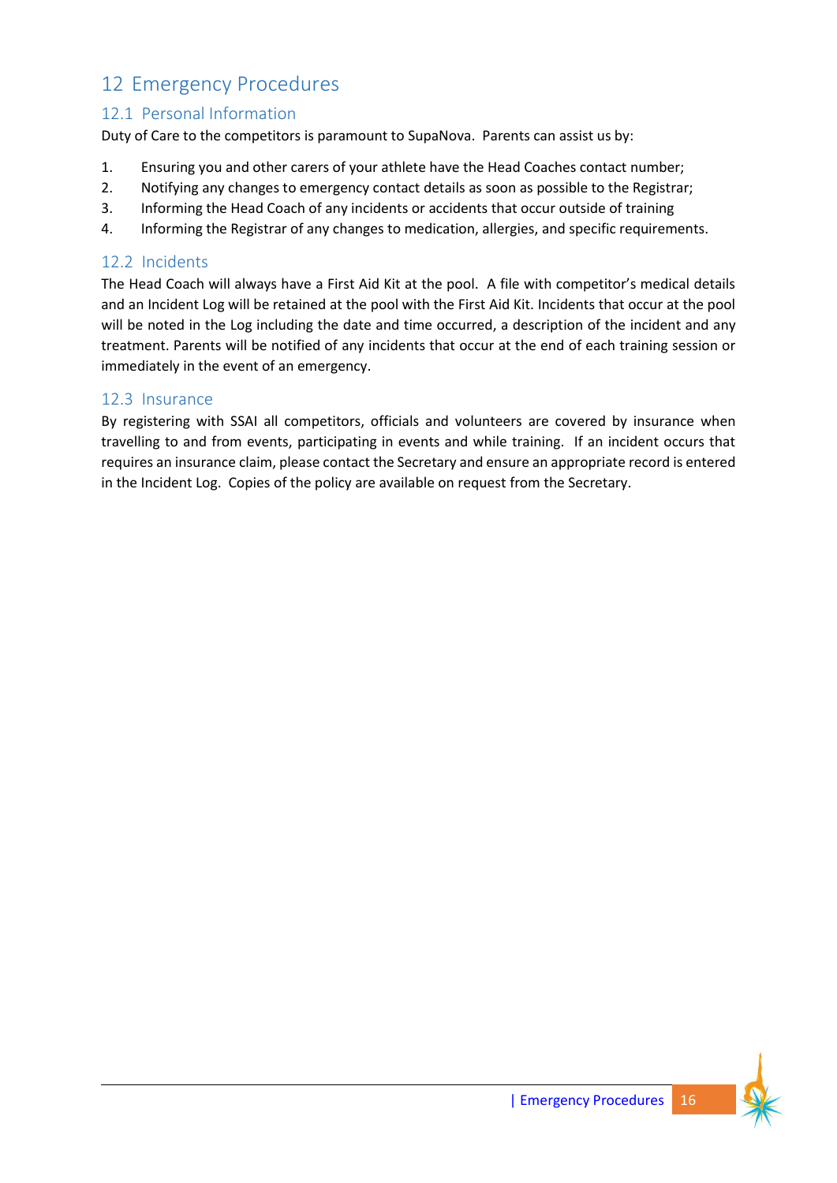# 12 Emergency Procedures

## 12.1 Personal Information

Duty of Care to the competitors is paramount to SupaNova. Parents can assist us by:

1. Ensuring you and other carers of your athlete have the Head Coaches contact number;
2. Notifying any changes to emergency contact details as soon as possible to the Registrar;
3. Informing the Head Coach of any incidents or accidents that occur outside of training
4. Informing the Registrar of any changes to medication, allergies, and specific requirements.

## 12.2 Incidents

The Head Coach will always have a First Aid Kit at the pool. A file with competitor's medical details and an Incident Log will be retained at the pool with the First Aid Kit. Incidents that occur at the pool will be noted in the Log including the date and time occurred, a description of the incident and any treatment. Parents will be notified of any incidents that occur at the end of each training session or immediately in the event of an emergency.

## 12.3 Insurance

By registering with SSAI all competitors, officials and volunteers are covered by insurance when travelling to and from events, participating in events and while training. If an incident occurs that requires an insurance claim, please contact the Secretary and ensure an appropriate record is entered in the Incident Log. Copies of the policy are available on request from the Secretary.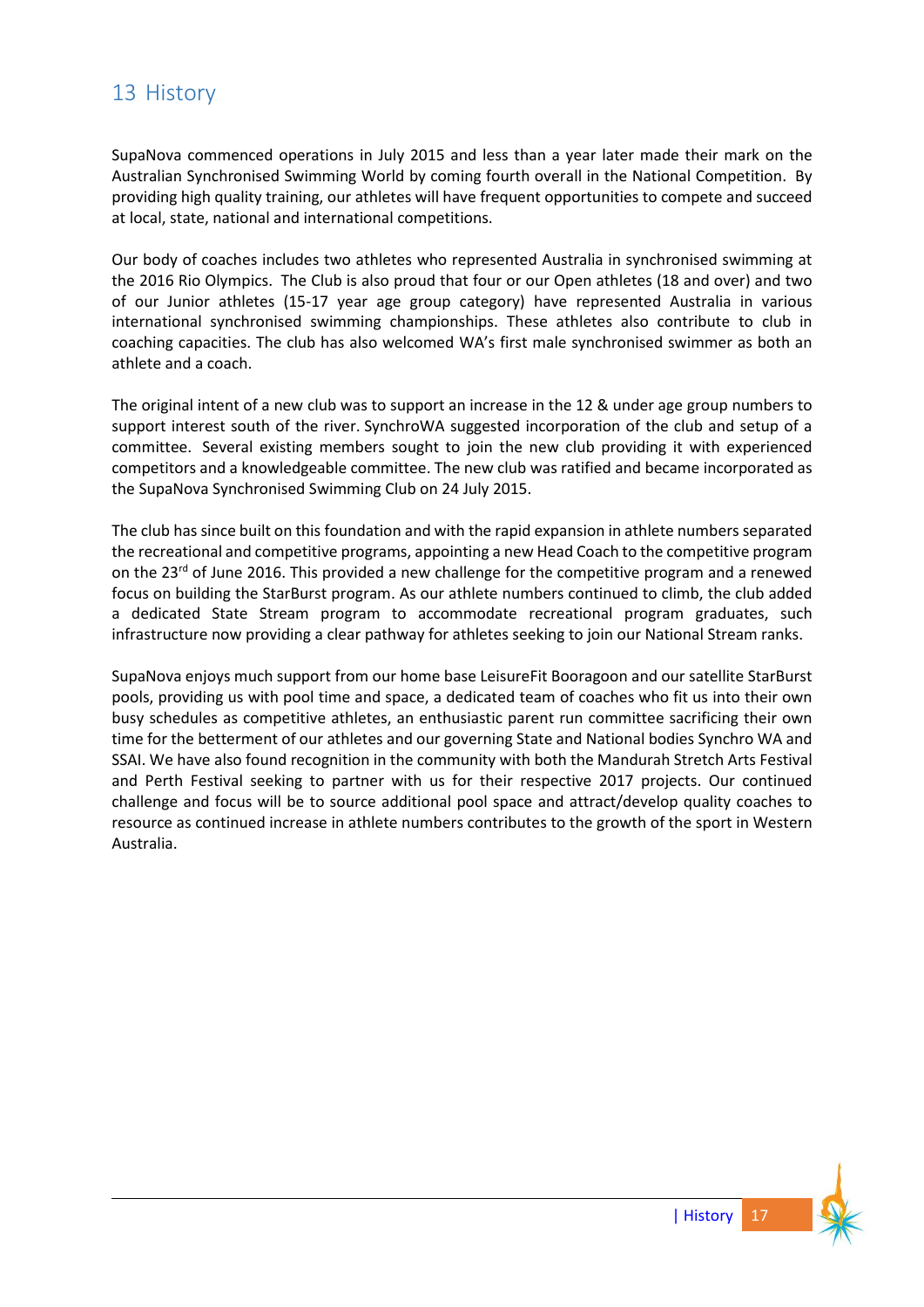# 13 History

SupaNova commenced operations in July 2015 and less than a year later made their mark on the Australian Synchronised Swimming World by coming fourth overall in the National Competition. By providing high quality training, our athletes will have frequent opportunities to compete and succeed at local, state, national and international competitions.

Our body of coaches includes two athletes who represented Australia in synchronised swimming at the 2016 Rio Olympics. The Club is also proud that four or our Open athletes (18 and over) and two of our Junior athletes (15-17 year age group category) have represented Australia in various international synchronised swimming championships. These athletes also contribute to club in coaching capacities. The club has also welcomed WA's first male synchronised swimmer as both an athlete and a coach.

The original intent of a new club was to support an increase in the 12 & under age group numbers to support interest south of the river. SynchroWA suggested incorporation of the club and setup of a committee. Several existing members sought to join the new club providing it with experienced competitors and a knowledgeable committee. The new club was ratified and became incorporated as the SupaNova Synchronised Swimming Club on 24 July 2015.

The club has since built on this foundation and with the rapid expansion in athlete numbers separated the recreational and competitive programs, appointing a new Head Coach to the competitive program on the 23rd of June 2016. This provided a new challenge for the competitive program and a renewed focus on building the StarBurst program. As our athlete numbers continued to climb, the club added a dedicated State Stream program to accommodate recreational program graduates, such infrastructure now providing a clear pathway for athletes seeking to join our National Stream ranks.

SupaNova enjoys much support from our home base LeisureFit Booragoon and our satellite StarBurst pools, providing us with pool time and space, a dedicated team of coaches who fit us into their own busy schedules as competitive athletes, an enthusiastic parent run committee sacrificing their own time for the betterment of our athletes and our governing State and National bodies Synchro WA and SSAI. We have also found recognition in the community with both the Mandurah Stretch Arts Festival and Perth Festival seeking to partner with us for their respective 2017 projects. Our continued challenge and focus will be to source additional pool space and attract/develop quality coaches to resource as continued increase in athlete numbers contributes to the growth of the sport in Western Australia.